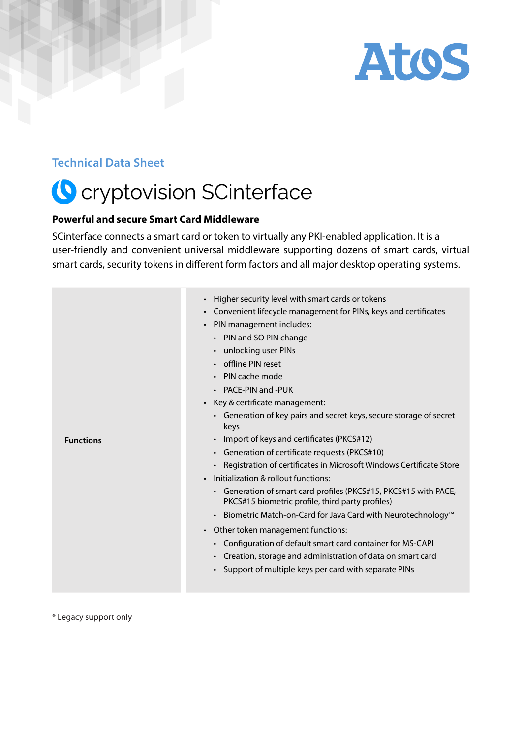Technical Data Sheet

# cryptovision SCinterface

**Powerful and secure Smart Card Middleware**

SCinterface connects a smart card or token to virtually any PKI-enabled application. It is a user-friendly and convenient universal middleware supporting dozens of smart cards, virtual smart cards, security tokens in different form factors and all major desktop operating systems.

| | |
|---|---|
| **Functions** | • Higher security level with smart cards or tokens<br>• Convenient lifecycle management for PINs, keys and certificates<br>• PIN management includes:<br>  • PIN and SO PIN change<br>  • unlocking user PINs<br>  • offline PIN reset<br>  • PIN cache mode<br>  • PACE-PIN and -PUK<br>• Key & certificate management:<br>  • Generation of key pairs and secret keys, secure storage of secret keys<br>  • Import of keys and certificates (PKCS#12)<br>  • Generation of certificate requests (PKCS#10)<br>  • Registration of certificates in Microsoft Windows Certificate Store<br>• Initialization & rollout functions:<br>  • Generation of smart card profiles (PKCS#15, PKCS#15 with PACE, PKCS#15 biometric profile, third party profiles)<br>  • Biometric Match-on-Card for Java Card with Neurotechnology™<br>• Other token management functions:<br>  • Configuration of default smart card container for MS-CAPI<br>  • Creation, storage and administration of data on smart card<br>  • Support of multiple keys per card with separate PINs |

* Legacy support only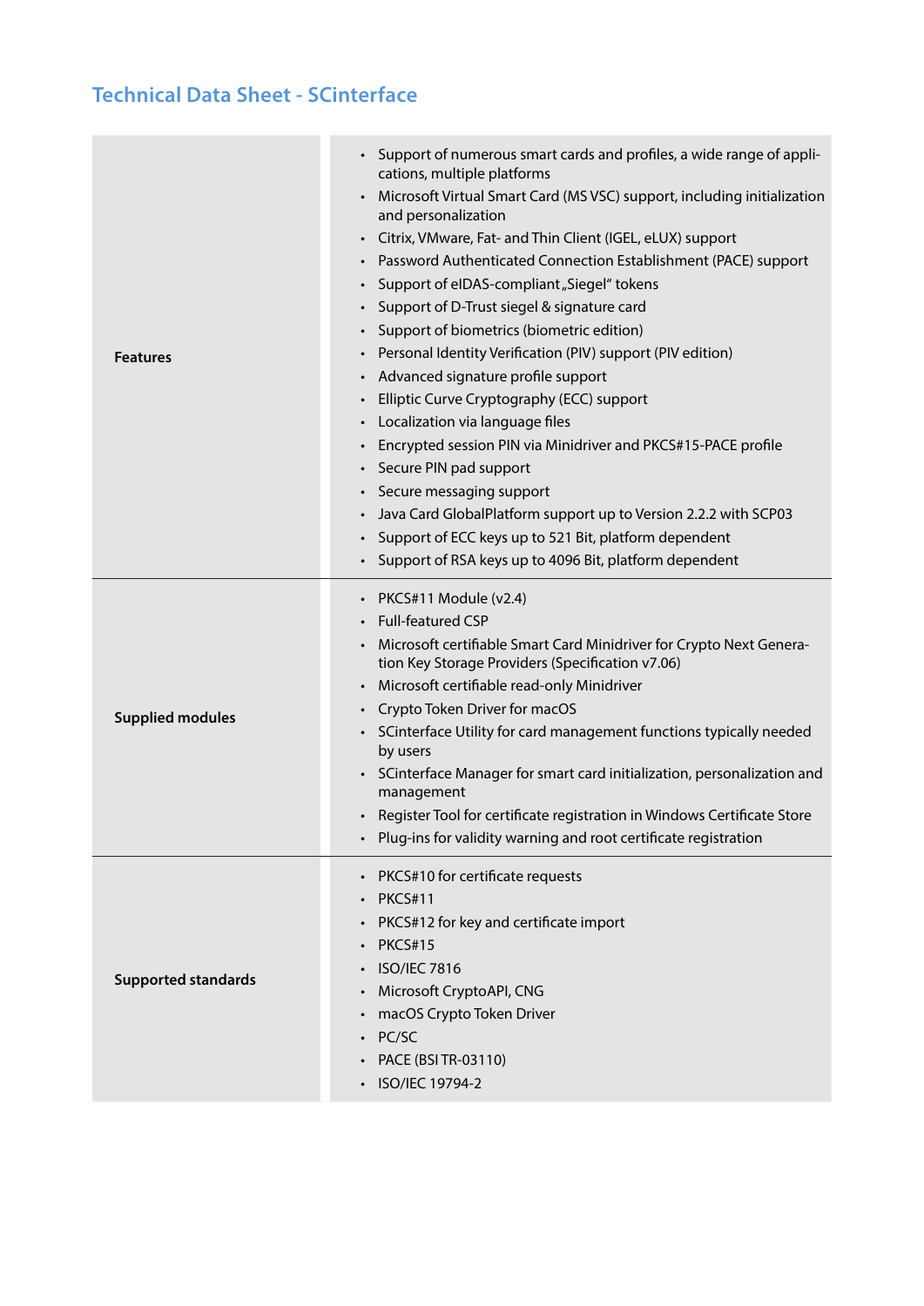## Technical Data Sheet - SCinterface

| | |
|---|---|
| **Features** | • Support of numerous smart cards and profiles, a wide range of applications, multiple platforms<br>• Microsoft Virtual Smart Card (MS VSC) support, including initialization and personalization<br>• Citrix, VMware, Fat- and Thin Client (IGEL, eLUX) support<br>• Password Authenticated Connection Establishment (PACE) support<br>• Support of eIDAS-compliant „Siegel" tokens<br>• Support of D-Trust siegel & signature card<br>• Support of biometrics (biometric edition)<br>• Personal Identity Verification (PIV) support (PIV edition)<br>• Advanced signature profile support<br>• Elliptic Curve Cryptography (ECC) support<br>• Localization via language files<br>• Encrypted session PIN via Minidriver and PKCS#15-PACE profile<br>• Secure PIN pad support<br>• Secure messaging support<br>• Java Card GlobalPlatform support up to Version 2.2.2 with SCP03<br>• Support of ECC keys up to 521 Bit, platform dependent<br>• Support of RSA keys up to 4096 Bit, platform dependent |
| **Supplied modules** | • PKCS#11 Module (v2.4)<br>• Full-featured CSP<br>• Microsoft certifiable Smart Card Minidriver for Crypto Next Generation Key Storage Providers (Specification v7.06)<br>• Microsoft certifiable read-only Minidriver<br>• Crypto Token Driver for macOS<br>• SCinterface Utility for card management functions typically needed by users<br>• SCinterface Manager for smart card initialization, personalization and management<br>• Register Tool for certificate registration in Windows Certificate Store<br>• Plug-ins for validity warning and root certificate registration |
| **Supported standards** | • PKCS#10 for certificate requests<br>• PKCS#11<br>• PKCS#12 for key and certificate import<br>• PKCS#15<br>• ISO/IEC 7816<br>• Microsoft CryptoAPI, CNG<br>• macOS Crypto Token Driver<br>• PC/SC<br>• PACE (BSI TR-03110)<br>• ISO/IEC 19794-2 |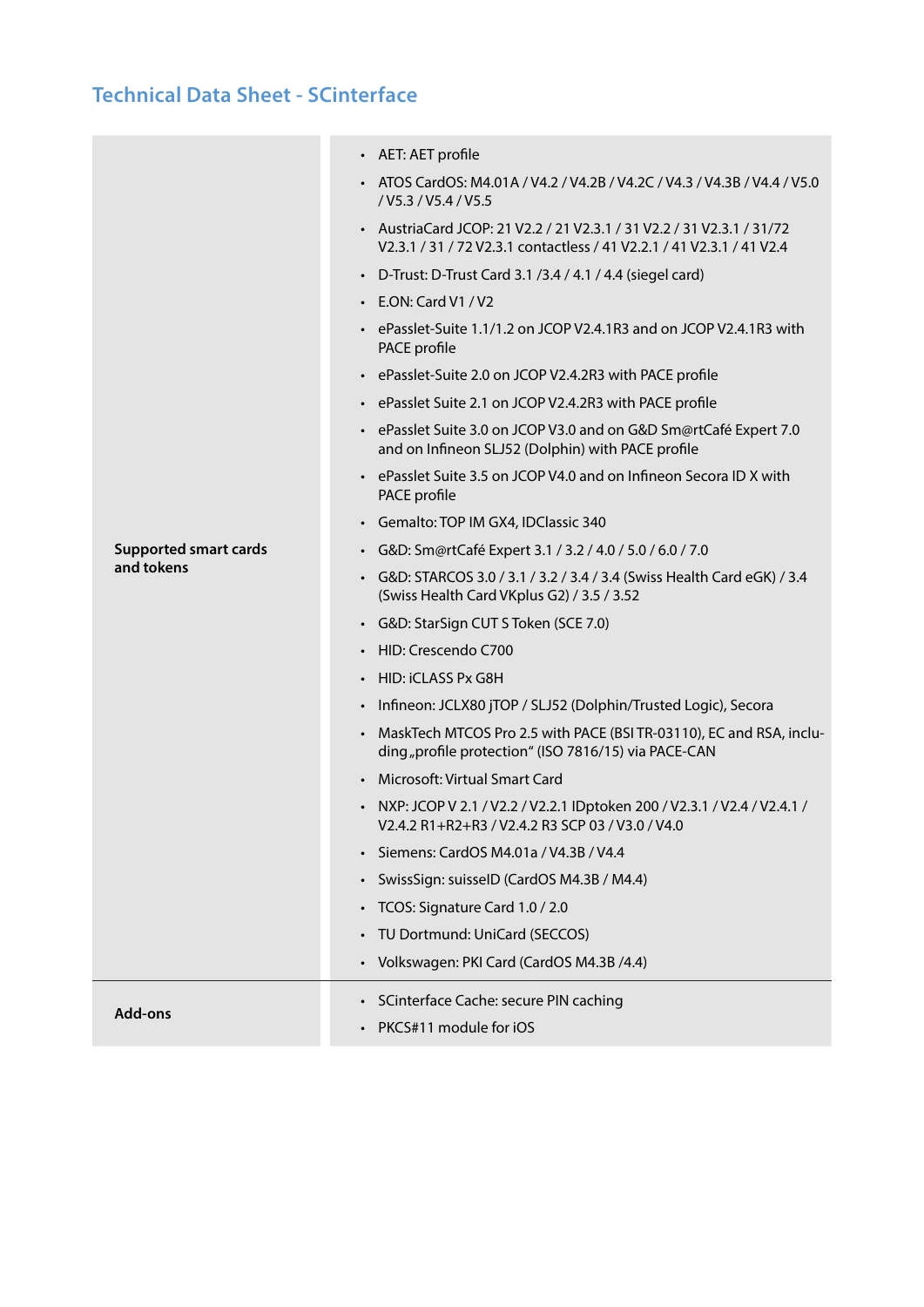## Technical Data Sheet - SCinterface

| | |
|---|---|
| **Supported smart cards and tokens** | • AET: AET profile<br>• ATOS CardOS: M4.01A / V4.2 / V4.2B / V4.2C / V4.3 / V4.3B / V4.4 / V5.0 / V5.3 / V5.4 / V5.5<br>• AustriaCard JCOP: 21 V2.2 / 21 V2.3.1 / 31 V2.2 / 31 V2.3.1 / 31/72 V2.3.1 / 31 / 72 V2.3.1 contactless / 41 V2.2.1 / 41 V2.3.1 / 41 V2.4<br>• D-Trust: D-Trust Card 3.1 /3.4 / 4.1 / 4.4 (siegel card)<br>• E.ON: Card V1 / V2<br>• ePasslet-Suite 1.1/1.2 on JCOP V2.4.1R3 and on JCOP V2.4.1R3 with PACE profile<br>• ePasslet-Suite 2.0 on JCOP V2.4.2R3 with PACE profile<br>• ePasslet Suite 2.1 on JCOP V2.4.2R3 with PACE profile<br>• ePasslet Suite 3.0 on JCOP V3.0 and on G&D Sm@rtCafé Expert 7.0 and on Infineon SLJ52 (Dolphin) with PACE profile<br>• ePasslet Suite 3.5 on JCOP V4.0 and on Infineon Secora ID X with PACE profile<br>• Gemalto: TOP IM GX4, IDClassic 340<br>• G&D: Sm@rtCafé Expert 3.1 / 3.2 / 4.0 / 5.0 / 6.0 / 7.0<br>• G&D: STARCOS 3.0 / 3.1 / 3.2 / 3.4 / 3.4 (Swiss Health Card eGK) / 3.4 (Swiss Health Card VKplus G2) / 3.5 / 3.52<br>• G&D: StarSign CUT S Token (SCE 7.0)<br>• HID: Crescendo C700<br>• HID: iCLASS Px G8H<br>• Infineon: JCLX80 jTOP / SLJ52 (Dolphin/Trusted Logic), Secora<br>• MaskTech MTCOS Pro 2.5 with PACE (BSI TR-03110), EC and RSA, including „profile protection" (ISO 7816/15) via PACE-CAN<br>• Microsoft: Virtual Smart Card<br>• NXP: JCOP V 2.1 / V2.2 / V2.2.1 IDptoken 200 / V2.3.1 / V2.4 / V2.4.1 / V2.4.2 R1+R2+R3 / V2.4.2 R3 SCP 03 / V3.0 / V4.0<br>• Siemens: CardOS M4.01a / V4.3B / V4.4<br>• SwissSign: suisseID (CardOS M4.3B / M4.4)<br>• TCOS: Signature Card 1.0 / 2.0<br>• TU Dortmund: UniCard (SECCOS)<br>• Volkswagen: PKI Card (CardOS M4.3B /4.4) |
| **Add-ons** | • SCinterface Cache: secure PIN caching<br>• PKCS#11 module for iOS |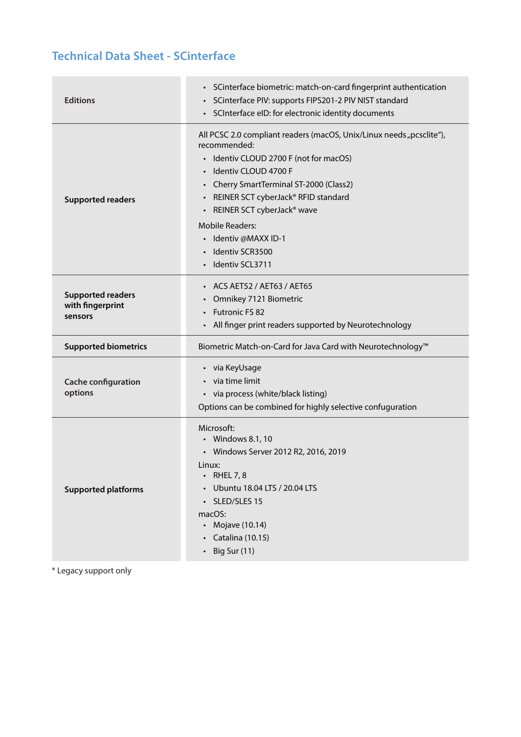## Technical Data Sheet - SCinterface

| | |
|---|---|
| **Editions** | • SCinterface biometric: match-on-card fingerprint authentication<br>• SCinterface PIV: supports FIPS201-2 PIV NIST standard<br>• SCInterface eID: for electronic identity documents |
| **Supported readers** | All PCSC 2.0 compliant readers (macOS, Unix/Linux needs „pcsclite“), recommended:<br>• Identiv CLOUD 2700 F (not for macOS)<br>• Identiv CLOUD 4700 F<br>• Cherry SmartTerminal ST-2000 (Class2)<br>• REINER SCT cyberJack® RFID standard<br>• REINER SCT cyberJack® wave<br>Mobile Readers:<br>• Identiv @MAXX ID-1<br>• Identiv SCR3500<br>• Identiv SCL3711 |
| **Supported readers with fingerprint sensors** | • ACS AET52 / AET63 / AET65<br>• Omnikey 7121 Biometric<br>• Futronic FS 82<br>• All finger print readers supported by Neurotechnology |
| **Supported biometrics** | Biometric Match-on-Card for Java Card with Neurotechnology™ |
| **Cache configuration options** | • via KeyUsage<br>• via time limit<br>• via process (white/black listing)<br>Options can be combined for highly selective confuguration |
| **Supported platforms** | Microsoft:<br>• Windows 8.1, 10<br>• Windows Server 2012 R2, 2016, 2019<br>Linux:<br>• RHEL 7, 8<br>• Ubuntu 18.04 LTS / 20.04 LTS<br>• SLED/SLES 15<br>macOS:<br>• Mojave (10.14)<br>• Catalina (10.15)<br>• Big Sur (11) |

* Legacy support only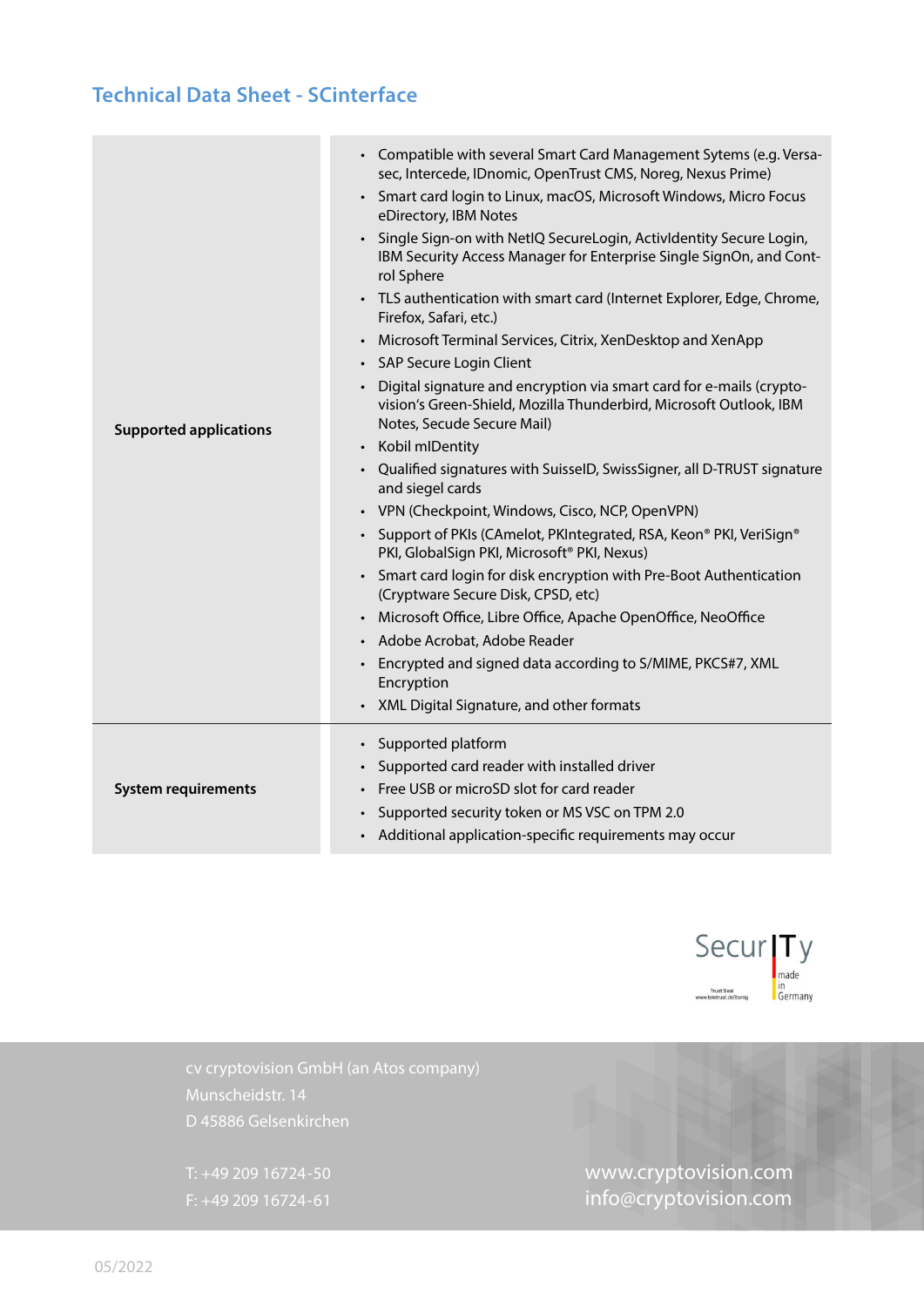## Technical Data Sheet - SCinterface

| | |
|---|---|
| **Supported applications** | • Compatible with several Smart Card Management Sytems (e.g. Versasec, Intercede, IDnomic, OpenTrust CMS, Noreg, Nexus Prime)<br>• Smart card login to Linux, macOS, Microsoft Windows, Micro Focus eDirectory, IBM Notes<br>• Single Sign-on with NetIQ SecureLogin, ActivIdentity Secure Login, IBM Security Access Manager for Enterprise Single SignOn, and Control Sphere<br>• TLS authentication with smart card (Internet Explorer, Edge, Chrome, Firefox, Safari, etc.)<br>• Microsoft Terminal Services, Citrix, XenDesktop and XenApp<br>• SAP Secure Login Client<br>• Digital signature and encryption via smart card for e-mails (cryptovision's Green-Shield, Mozilla Thunderbird, Microsoft Outlook, IBM Notes, Secude Secure Mail)<br>• Kobil mIDentity<br>• Qualified signatures with SuisseID, SwissSigner, all D-TRUST signature and siegel cards<br>• VPN (Checkpoint, Windows, Cisco, NCP, OpenVPN)<br>• Support of PKIs (CAmelot, PKIntegrated, RSA, Keon® PKI, VeriSign® PKI, GlobalSign PKI, Microsoft® PKI, Nexus)<br>• Smart card login for disk encryption with Pre-Boot Authentication (Cryptware Secure Disk, CPSD, etc)<br>• Microsoft Office, Libre Office, Apache OpenOffice, NeoOffice<br>• Adobe Acrobat, Adobe Reader<br>• Encrypted and signed data according to S/MIME, PKCS#7, XML Encryption<br>• XML Digital Signature, and other formats |
| **System requirements** | • Supported platform<br>• Supported card reader with installed driver<br>• Free USB or microSD slot for card reader<br>• Supported security token or MS VSC on TPM 2.0<br>• Additional application-specific requirements may occur |

SecurITy made in Germany

cv cryptovision GmbH (an Atos company)
Munscheidstr. 14
D 45886 Gelsenkirchen

T: +49 209 16724-50
F: +49 209 16724-61

www.cryptovision.com
info@cryptovision.com

05/2022